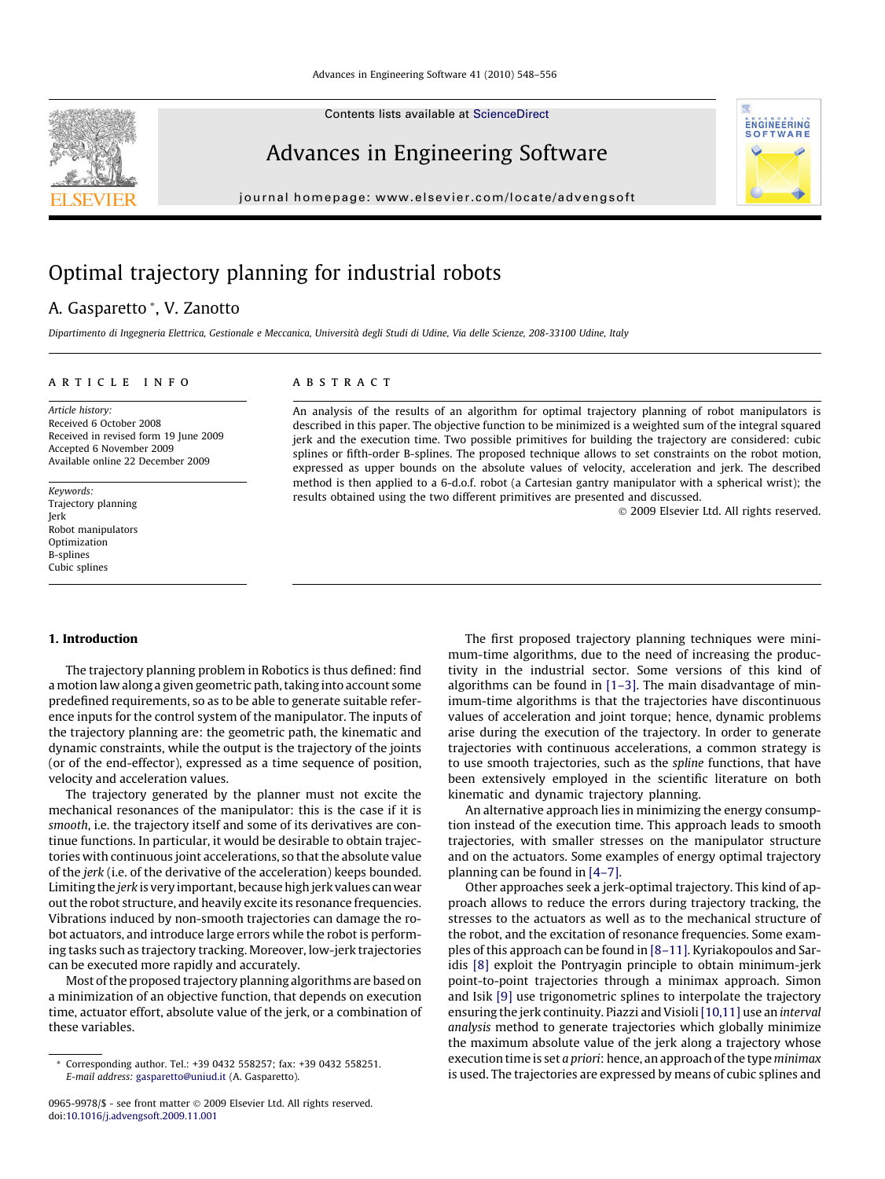# Optimal trajectory planning for industrial robots

A. Gasparetto *, V. Zanotto

*Dipartimento di Ingegneria Elettrica, Gestionale e Meccanica, Università degli Studi di Udine, Via delle Scienze, 208-33100 Udine, Italy*

**ARTICLE INFO**

*Article history:*
Received 6 October 2008
Received in revised form 19 June 2009
Accepted 6 November 2009
Available online 22 December 2009

*Keywords:*
Trajectory planning
Jerk
Robot manipulators
Optimization
B-splines
Cubic splines

**ABSTRACT**

An analysis of the results of an algorithm for optimal trajectory planning of robot manipulators is described in this paper. The objective function to be minimized is a weighted sum of the integral squared jerk and the execution time. Two possible primitives for building the trajectory are considered: cubic splines or fifth-order B-splines. The proposed technique allows to set constraints on the robot motion, expressed as upper bounds on the absolute values of velocity, acceleration and jerk. The described method is then applied to a 6-d.o.f. robot (a Cartesian gantry manipulator with a spherical wrist); the results obtained using the two different primitives are presented and discussed.

© 2009 Elsevier Ltd. All rights reserved.

## 1. Introduction

The trajectory planning problem in Robotics is thus defined: find a motion law along a given geometric path, taking into account some predefined requirements, so as to be able to generate suitable reference inputs for the control system of the manipulator. The inputs of the trajectory planning are: the geometric path, the kinematic and dynamic constraints, while the output is the trajectory of the joints (or of the end-effector), expressed as a time sequence of position, velocity and acceleration values.

The trajectory generated by the planner must not excite the mechanical resonances of the manipulator: this is the case if it is *smooth*, i.e. the trajectory itself and some of its derivatives are continue functions. In particular, it would be desirable to obtain trajectories with continuous joint accelerations, so that the absolute value of the *jerk* (i.e. of the derivative of the acceleration) keeps bounded. Limiting the *jerk* is very important, because high jerk values can wear out the robot structure, and heavily excite its resonance frequencies. Vibrations induced by non-smooth trajectories can damage the robot actuators, and introduce large errors while the robot is performing tasks such as trajectory tracking. Moreover, low-jerk trajectories can be executed more rapidly and accurately.

Most of the proposed trajectory planning algorithms are based on a minimization of an objective function, that depends on execution time, actuator effort, absolute value of the jerk, or a combination of these variables.

The first proposed trajectory planning techniques were minimum-time algorithms, due to the need of increasing the productivity in the industrial sector. Some versions of this kind of algorithms can be found in [1–3]. The main disadvantage of minimum-time algorithms is that the trajectories have discontinuous values of acceleration and joint torque; hence, dynamic problems arise during the execution of the trajectory. In order to generate trajectories with continuous accelerations, a common strategy is to use smooth trajectories, such as the *spline* functions, that have been extensively employed in the scientific literature on both kinematic and dynamic trajectory planning.

An alternative approach lies in minimizing the energy consumption instead of the execution time. This approach leads to smooth trajectories, with smaller stresses on the manipulator structure and on the actuators. Some examples of energy optimal trajectory planning can be found in [4–7].

Other approaches seek a jerk-optimal trajectory. This kind of approach allows to reduce the errors during trajectory tracking, the stresses to the actuators as well as to the mechanical structure of the robot, and the excitation of resonance frequencies. Some examples of this approach can be found in [8–11]. Kyriakopoulos and Saridis [8] exploit the Pontryagin principle to obtain minimum-jerk point-to-point trajectories through a minimax approach. Simon and Isik [9] use trigonometric splines to interpolate the trajectory ensuring the jerk continuity. Piazzi and Visioli [10,11] use an *interval analysis* method to generate trajectories which globally minimize the maximum absolute value of the jerk along a trajectory whose execution time is set *a priori*: hence, an approach of the type *minimax* is used. The trajectories are expressed by means of cubic splines and

* Corresponding author. Tel.: +39 0432 558257; fax: +39 0432 558251.
*E-mail address:* gasparetto@uniud.it (A. Gasparetto).

0965-9978/$ - see front matter © 2009 Elsevier Ltd. All rights reserved.
doi:10.1016/j.advengsoft.2009.11.001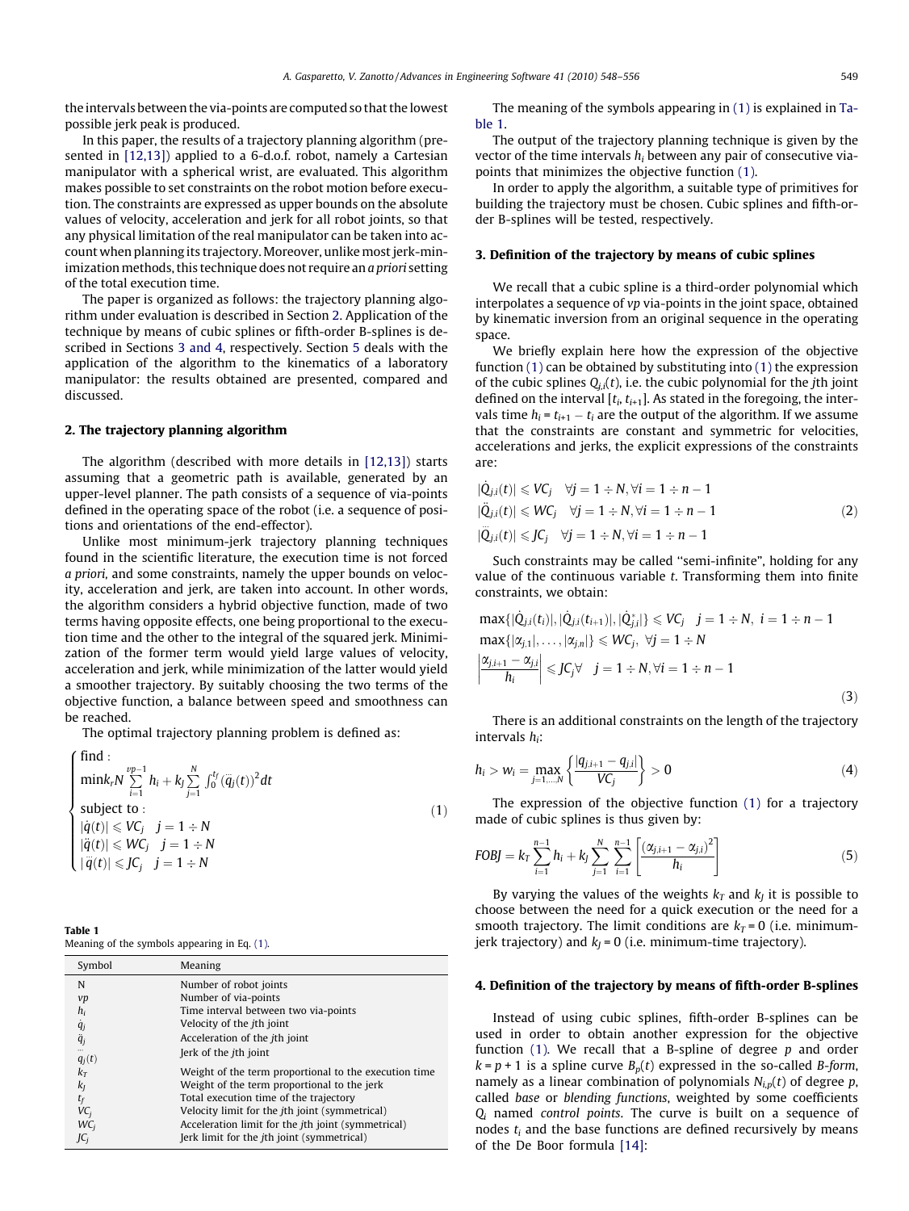the intervals between the via-points are computed so that the lowest possible jerk peak is produced.

In this paper, the results of a trajectory planning algorithm (presented in [12,13]) applied to a 6-d.o.f. robot, namely a Cartesian manipulator with a spherical wrist, are evaluated. This algorithm makes possible to set constraints on the robot motion before execution. The constraints are expressed as upper bounds on the absolute values of velocity, acceleration and jerk for all robot joints, so that any physical limitation of the real manipulator can be taken into account when planning its trajectory. Moreover, unlike most jerk-minimization methods, this technique does not require an *a priori* setting of the total execution time.

The paper is organized as follows: the trajectory planning algorithm under evaluation is described in Section 2. Application of the technique by means of cubic splines or fifth-order B-splines is described in Sections 3 and 4, respectively. Section 5 deals with the application of the algorithm to the kinematics of a laboratory manipulator: the results obtained are presented, compared and discussed.

## 2. The trajectory planning algorithm

The algorithm (described with more details in [12,13]) starts assuming that a geometric path is available, generated by an upper-level planner. The path consists of a sequence of via-points defined in the operating space of the robot (i.e. a sequence of positions and orientations of the end-effector).

Unlike most minimum-jerk trajectory planning techniques found in the scientific literature, the execution time is not forced *a priori*, and some constraints, namely the upper bounds on velocity, acceleration and jerk, are taken into account. In other words, the algorithm considers a hybrid objective function, made of two terms having opposite effects, one being proportional to the execution time and the other to the integral of the squared jerk. Minimization of the former term would yield large values of velocity, acceleration and jerk, while minimization of the latter would yield a smoother trajectory. By suitably choosing the two terms of the objective function, a balance between speed and smoothness can be reached.

The optimal trajectory planning problem is defined as:

$$\begin{cases} \text{find :} \\ \min k_T N \sum_{i=1}^{vp-1} h_i + k_J \sum_{j=1}^{N} \int_0^{t_f} (\dddot{q}_j(t))^2 dt \\ \text{subject to :} \\ |\dot{q}(t)| \leqslant VC_j \quad j = 1 \div N \\ |\ddot{q}(t)| \leqslant WC_j \quad j = 1 \div N \\ |\dddot{q}(t)| \leqslant JC_j \quad j = 1 \div N \end{cases} \tag{1}$$

**Table 1**
Meaning of the symbols appearing in Eq. (1).

| Symbol | Meaning |
|---|---|
| $N$ | Number of robot joints |
| $vp$ | Number of via-points |
| $h_i$ | Time interval between two via-points |
| $\dot{q}_j$ | Velocity of the $j$th joint |
| $\ddot{q}_j$ | Acceleration of the $j$th joint |
| $\dddot{q}_j(t)$ | Jerk of the $j$th joint |
| $k_T$ | Weight of the term proportional to the execution time |
| $k_J$ | Weight of the term proportional to the jerk |
| $t_f$ | Total execution time of the trajectory |
| $VC_j$ | Velocity limit for the $j$th joint (symmetrical) |
| $WC_j$ | Acceleration limit for the $j$th joint (symmetrical) |
| $JC_j$ | Jerk limit for the $j$th joint (symmetrical) |

The meaning of the symbols appearing in (1) is explained in Table 1.

The output of the trajectory planning technique is given by the vector of the time intervals $h_i$ between any pair of consecutive via-points that minimizes the objective function (1).

In order to apply the algorithm, a suitable type of primitives for building the trajectory must be chosen. Cubic splines and fifth-order B-splines will be tested, respectively.

## 3. Definition of the trajectory by means of cubic splines

We recall that a cubic spline is a third-order polynomial which interpolates a sequence of $vp$ via-points in the joint space, obtained by kinematic inversion from an original sequence in the operating space.

We briefly explain here how the expression of the objective function (1) can be obtained by substituting into (1) the expression of the cubic splines $Q_{j,i}(t)$, i.e. the cubic polynomial for the $j$th joint defined on the interval $[t_i, t_{i+1}]$. As stated in the foregoing, the intervals time $h_i = t_{i+1} - t_i$ are the output of the algorithm. If we assume that the constraints are constant and symmetric for velocities, accelerations and jerks, the explicit expressions of the constraints are:

$$\begin{aligned} &|\dot{Q}_{j,i}(t)| \leqslant VC_j \quad \forall j = 1 \div N, \forall i = 1 \div n-1 \\ &|\ddot{Q}_{j,i}(t)| \leqslant WC_j \quad \forall j = 1 \div N, \forall i = 1 \div n-1 \\ &|\dddot{Q}_{j,i}(t)| \leqslant JC_j \quad \forall j = 1 \div N, \forall i = 1 \div n-1 \end{aligned} \tag{2}$$

Such constraints may be called "semi-infinite", holding for any value of the continuous variable $t$. Transforming them into finite constraints, we obtain:

$$\begin{aligned} &\max\{|\dot{Q}_{j,i}(t_i)|, |\dot{Q}_{j,i}(t_{i+1})|, |\dot{Q}^*_{j,i}|\} \leqslant VC_j \quad j = 1 \div N,\ i = 1 \div n-1 \\ &\max\{|\alpha_{j,1}|, \ldots, |\alpha_{j,n}|\} \leqslant WC_j,\ \forall j = 1 \div N \\ &\left|\frac{\alpha_{j,i+1} - \alpha_{j,i}}{h_i}\right| \leqslant JC_j \forall \quad j = 1 \div N, \forall i = 1 \div n-1 \end{aligned} \tag{3}$$

There is an additional constraints on the length of the trajectory intervals $h_i$:

$$h_i > w_i = \max_{j=1,\ldots,N} \left\{ \frac{|q_{j,i+1} - q_{j,i}|}{VC_j} \right\} > 0 \tag{4}$$

The expression of the objective function (1) for a trajectory made of cubic splines is thus given by:

$$FOBJ = k_T \sum_{i=1}^{n-1} h_i + k_J \sum_{j=1}^{N} \sum_{i=1}^{n-1} \left[ \frac{(\alpha_{j,i+1} - \alpha_{j,i})^2}{h_i} \right] \tag{5}$$

By varying the values of the weights $k_T$ and $k_J$ it is possible to choose between the need for a quick execution or the need for a smooth trajectory. The limit conditions are $k_T = 0$ (i.e. minimum-jerk trajectory) and $k_J = 0$ (i.e. minimum-time trajectory).

## 4. Definition of the trajectory by means of fifth-order B-splines

Instead of using cubic splines, fifth-order B-splines can be used in order to obtain another expression for the objective function (1). We recall that a B-spline of degree $p$ and order $k = p + 1$ is a spline curve $B_p(t)$ expressed in the so-called *B-form*, namely as a linear combination of polynomials $N_{i,p}(t)$ of degree $p$, called *base* or *blending functions*, weighted by some coefficients $Q_i$ named *control points*. The curve is built on a sequence of nodes $t_i$ and the base functions are defined recursively by means of the De Boor formula [14]: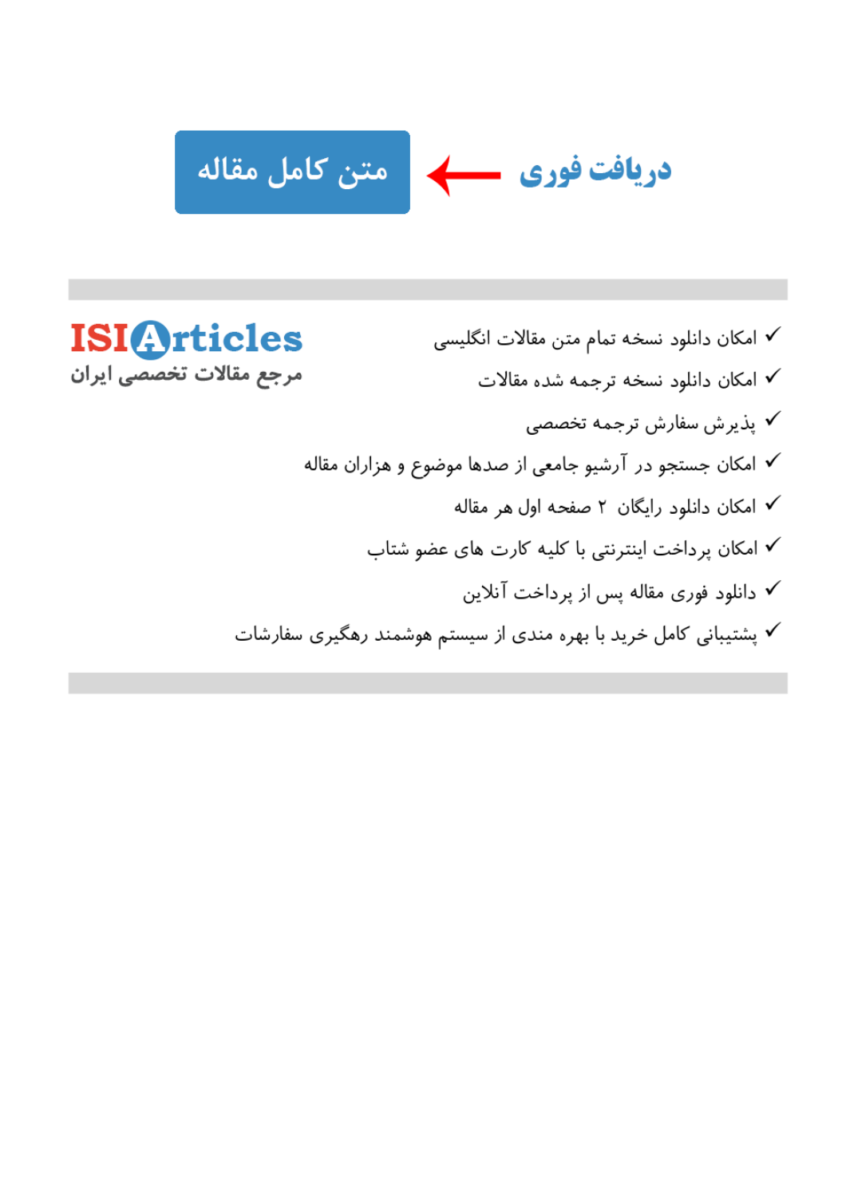دریافت فوری ← متن کامل مقاله

**ISIArticles**
مرجع مقالات تخصصی ایران

- ✓ امکان دانلود نسخه تمام متن مقالات انگلیسی
- ✓ امکان دانلود نسخه ترجمه شده مقالات
- ✓ پذیرش سفارش ترجمه تخصصی
- ✓ امکان جستجو در آرشیو جامعی از صدها موضوع و هزاران مقاله
- ✓ امکان دانلود رایگان ۲ صفحه اول هر مقاله
- ✓ امکان پرداخت اینترنتی با کلیه کارت های عضو شتاب
- ✓ دانلود فوری مقاله پس از پرداخت آنلاین
- ✓ پشتیبانی کامل خرید با بهره مندی از سیستم هوشمند رهگیری سفارشات